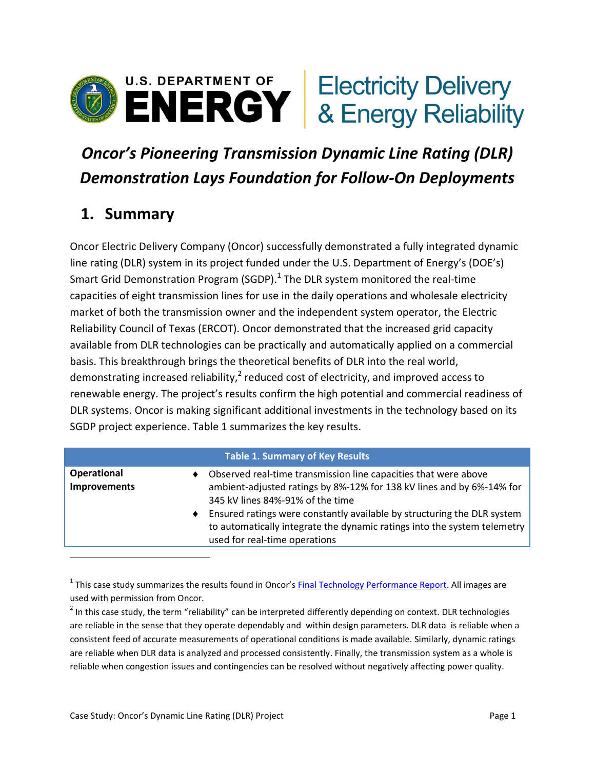U.S. DEPARTMENT OF **ENERGY** | Electricity Delivery & Energy Reliability

# *Oncor's Pioneering Transmission Dynamic Line Rating (DLR) Demonstration Lays Foundation for Follow-On Deployments*

## 1. Summary

Oncor Electric Delivery Company (Oncor) successfully demonstrated a fully integrated dynamic line rating (DLR) system in its project funded under the U.S. Department of Energy's (DOE's) Smart Grid Demonstration Program (SGDP).[1] The DLR system monitored the real-time capacities of eight transmission lines for use in the daily operations and wholesale electricity market of both the transmission owner and the independent system operator, the Electric Reliability Council of Texas (ERCOT). Oncor demonstrated that the increased grid capacity available from DLR technologies can be practically and automatically applied on a commercial basis. This breakthrough brings the theoretical benefits of DLR into the real world, demonstrating increased reliability,[2] reduced cost of electricity, and improved access to renewable energy. The project's results confirm the high potential and commercial readiness of DLR systems. Oncor is making significant additional investments in the technology based on its SGDP project experience. Table 1 summarizes the key results.

| Table 1. Summary of Key Results | |
|---|---|
| **Operational Improvements** | ♦ Observed real-time transmission line capacities that were above ambient-adjusted ratings by 8%-12% for 138 kV lines and by 6%-14% for 345 kV lines 84%-91% of the time<br>♦ Ensured ratings were constantly available by structuring the DLR system to automatically integrate the dynamic ratings into the system telemetry used for real-time operations |

---

[1] This case study summarizes the results found in Oncor's Final Technology Performance Report. All images are used with permission from Oncor.

[2] In this case study, the term "reliability" can be interpreted differently depending on context. DLR technologies are reliable in the sense that they operate dependably and within design parameters. DLR data is reliable when a consistent feed of accurate measurements of operational conditions is made available. Similarly, dynamic ratings are reliable when DLR data is analyzed and processed consistently. Finally, the transmission system as a whole is reliable when congestion issues and contingencies can be resolved without negatively affecting power quality.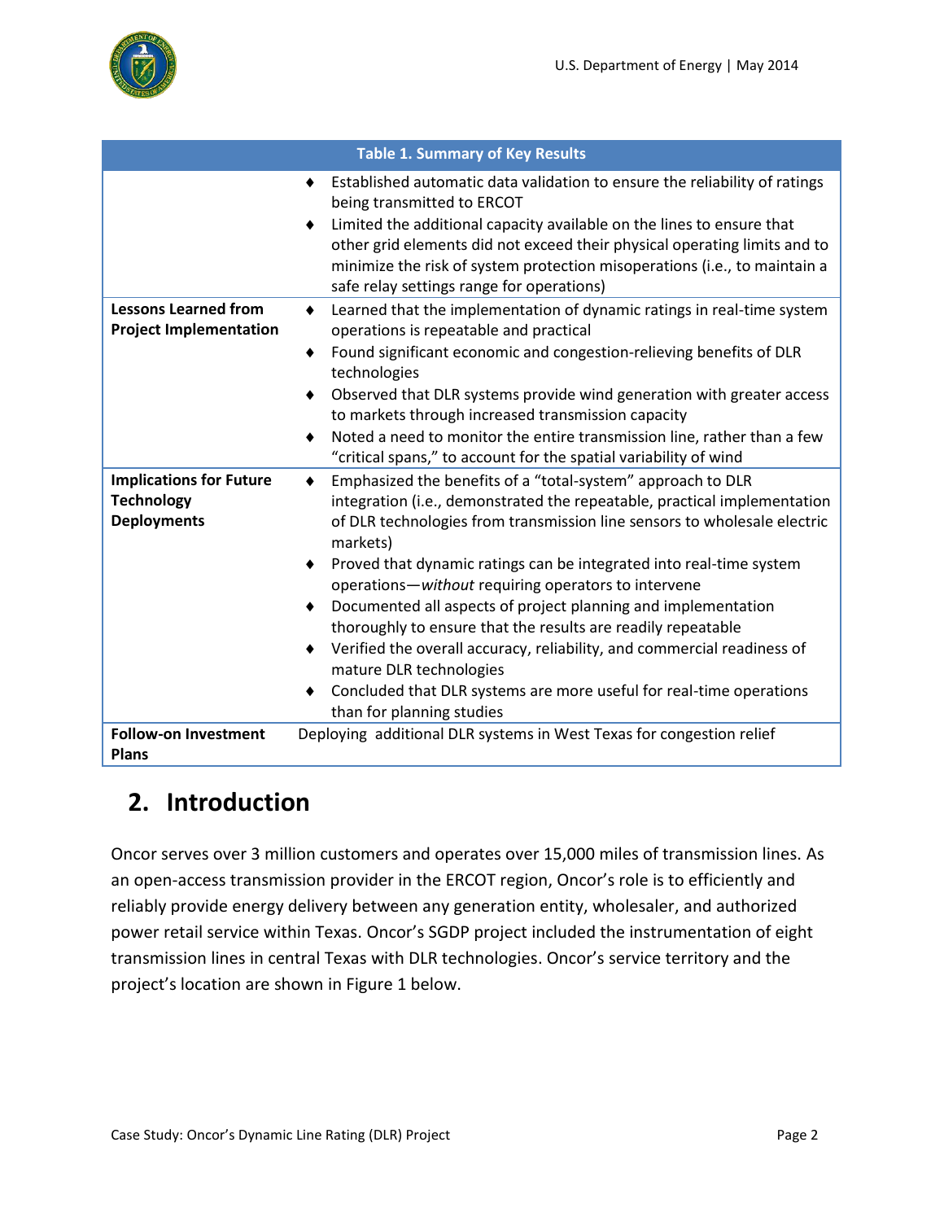| Table 1. Summary of Key Results | |
|---|---|
| | ♦ Established automatic data validation to ensure the reliability of ratings being transmitted to ERCOT<br>♦ Limited the additional capacity available on the lines to ensure that other grid elements did not exceed their physical operating limits and to minimize the risk of system protection misoperations (i.e., to maintain a safe relay settings range for operations) |
| **Lessons Learned from Project Implementation** | ♦ Learned that the implementation of dynamic ratings in real-time system operations is repeatable and practical<br>♦ Found significant economic and congestion-relieving benefits of DLR technologies<br>♦ Observed that DLR systems provide wind generation with greater access to markets through increased transmission capacity<br>♦ Noted a need to monitor the entire transmission line, rather than a few "critical spans," to account for the spatial variability of wind |
| **Implications for Future Technology Deployments** | ♦ Emphasized the benefits of a "total-system" approach to DLR integration (i.e., demonstrated the repeatable, practical implementation of DLR technologies from transmission line sensors to wholesale electric markets)<br>♦ Proved that dynamic ratings can be integrated into real-time system operations—*without* requiring operators to intervene<br>♦ Documented all aspects of project planning and implementation thoroughly to ensure that the results are readily repeatable<br>♦ Verified the overall accuracy, reliability, and commercial readiness of mature DLR technologies<br>♦ Concluded that DLR systems are more useful for real-time operations than for planning studies |
| **Follow-on Investment Plans** | Deploying additional DLR systems in West Texas for congestion relief |

## 2. Introduction

Oncor serves over 3 million customers and operates over 15,000 miles of transmission lines. As an open-access transmission provider in the ERCOT region, Oncor's role is to efficiently and reliably provide energy delivery between any generation entity, wholesaler, and authorized power retail service within Texas. Oncor's SGDP project included the instrumentation of eight transmission lines in central Texas with DLR technologies. Oncor's service territory and the project's location are shown in Figure 1 below.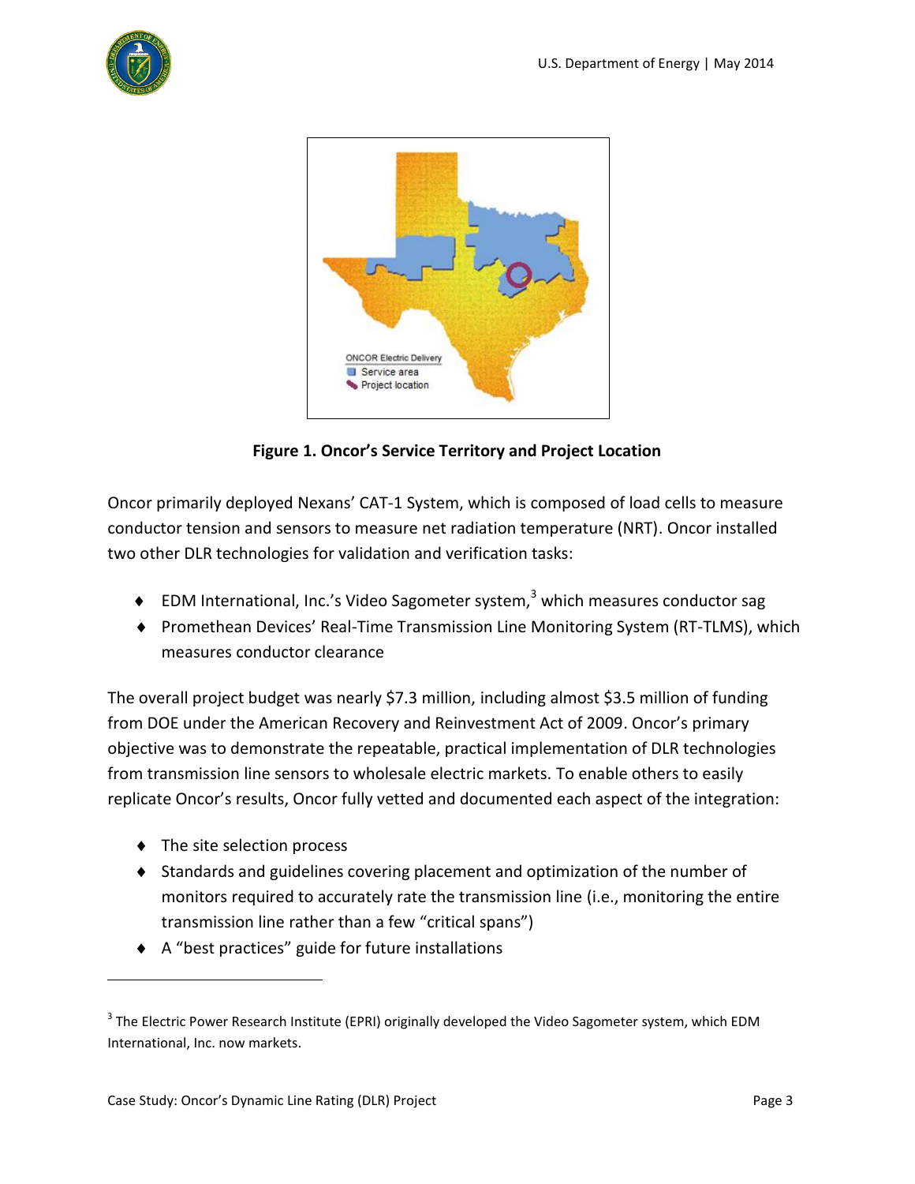Figure 1. Oncor's Service Territory and Project Location

Oncor primarily deployed Nexans' CAT-1 System, which is composed of load cells to measure conductor tension and sensors to measure net radiation temperature (NRT). Oncor installed two other DLR technologies for validation and verification tasks:

- EDM International, Inc.'s Video Sagometer system,[3] which measures conductor sag
- Promethean Devices' Real-Time Transmission Line Monitoring System (RT-TLMS), which measures conductor clearance

The overall project budget was nearly $7.3 million, including almost $3.5 million of funding from DOE under the American Recovery and Reinvestment Act of 2009. Oncor's primary objective was to demonstrate the repeatable, practical implementation of DLR technologies from transmission line sensors to wholesale electric markets. To enable others to easily replicate Oncor's results, Oncor fully vetted and documented each aspect of the integration:

- The site selection process
- Standards and guidelines covering placement and optimization of the number of monitors required to accurately rate the transmission line (i.e., monitoring the entire transmission line rather than a few "critical spans")
- A "best practices" guide for future installations

[3] The Electric Power Research Institute (EPRI) originally developed the Video Sagometer system, which EDM International, Inc. now markets.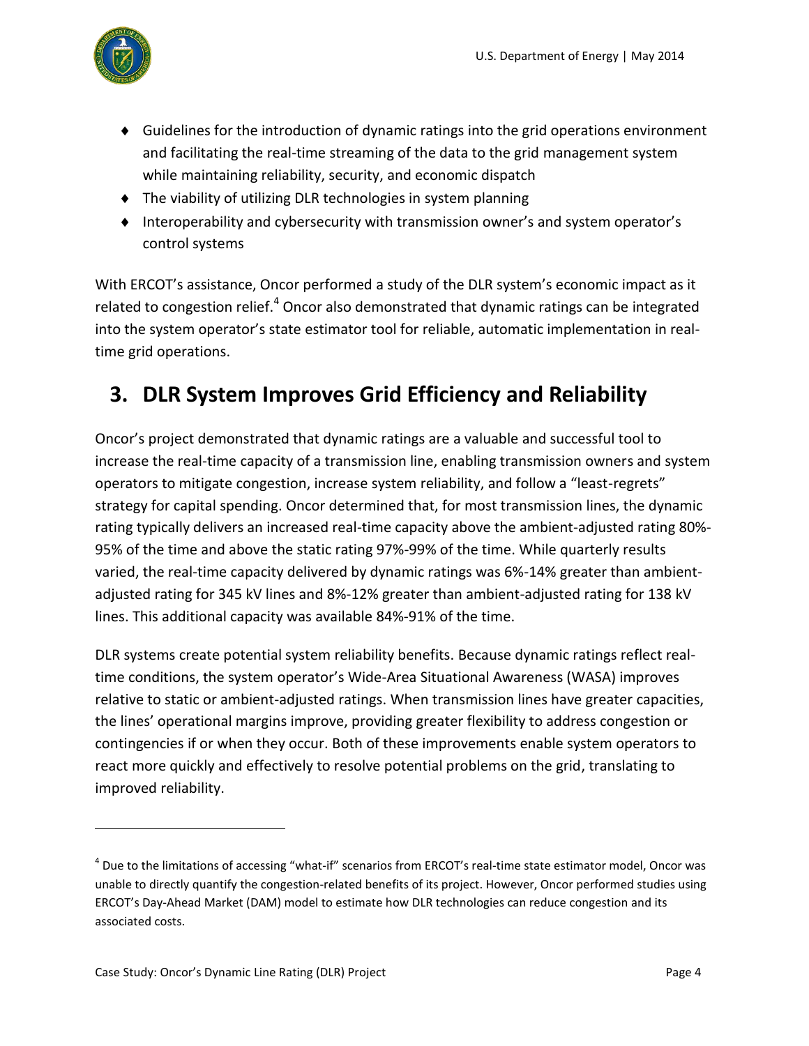- Guidelines for the introduction of dynamic ratings into the grid operations environment and facilitating the real-time streaming of the data to the grid management system while maintaining reliability, security, and economic dispatch
- The viability of utilizing DLR technologies in system planning
- Interoperability and cybersecurity with transmission owner's and system operator's control systems

With ERCOT's assistance, Oncor performed a study of the DLR system's economic impact as it related to congestion relief.[4] Oncor also demonstrated that dynamic ratings can be integrated into the system operator's state estimator tool for reliable, automatic implementation in real-time grid operations.

## 3. DLR System Improves Grid Efficiency and Reliability

Oncor's project demonstrated that dynamic ratings are a valuable and successful tool to increase the real-time capacity of a transmission line, enabling transmission owners and system operators to mitigate congestion, increase system reliability, and follow a "least-regrets" strategy for capital spending. Oncor determined that, for most transmission lines, the dynamic rating typically delivers an increased real-time capacity above the ambient-adjusted rating 80%-95% of the time and above the static rating 97%-99% of the time. While quarterly results varied, the real-time capacity delivered by dynamic ratings was 6%-14% greater than ambient-adjusted rating for 345 kV lines and 8%-12% greater than ambient-adjusted rating for 138 kV lines. This additional capacity was available 84%-91% of the time.

DLR systems create potential system reliability benefits. Because dynamic ratings reflect real-time conditions, the system operator's Wide-Area Situational Awareness (WASA) improves relative to static or ambient-adjusted ratings. When transmission lines have greater capacities, the lines' operational margins improve, providing greater flexibility to address congestion or contingencies if or when they occur. Both of these improvements enable system operators to react more quickly and effectively to resolve potential problems on the grid, translating to improved reliability.

---

[4] Due to the limitations of accessing "what-if" scenarios from ERCOT's real-time state estimator model, Oncor was unable to directly quantify the congestion-related benefits of its project. However, Oncor performed studies using ERCOT's Day-Ahead Market (DAM) model to estimate how DLR technologies can reduce congestion and its associated costs.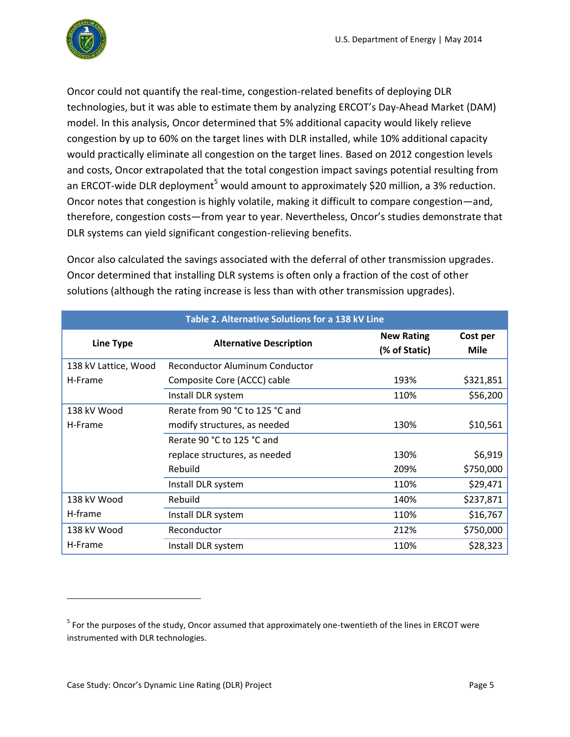Oncor could not quantify the real-time, congestion-related benefits of deploying DLR technologies, but it was able to estimate them by analyzing ERCOT's Day-Ahead Market (DAM) model. In this analysis, Oncor determined that 5% additional capacity would likely relieve congestion by up to 60% on the target lines with DLR installed, while 10% additional capacity would practically eliminate all congestion on the target lines. Based on 2012 congestion levels and costs, Oncor extrapolated that the total congestion impact savings potential resulting from an ERCOT-wide DLR deployment[5] would amount to approximately $20 million, a 3% reduction. Oncor notes that congestion is highly volatile, making it difficult to compare congestion—and, therefore, congestion costs—from year to year. Nevertheless, Oncor's studies demonstrate that DLR systems can yield significant congestion-relieving benefits.

Oncor also calculated the savings associated with the deferral of other transmission upgrades. Oncor determined that installing DLR systems is often only a fraction of the cost of other solutions (although the rating increase is less than with other transmission upgrades).

**Table 2. Alternative Solutions for a 138 kV Line**

| Line Type | Alternative Description | New Rating (% of Static) | Cost per Mile |
|---|---|---|---|
| 138 kV Lattice, Wood H-Frame | Reconductor Aluminum Conductor Composite Core (ACCC) cable | 193% | $321,851 |
| | Install DLR system | 110% | $56,200 |
| 138 kV Wood H-Frame | Rerate from 90 °C to 125 °C and modify structures, as needed | 130% | $10,561 |
| | Rerate 90 °C to 125 °C and replace structures, as needed | 130% | $6,919 |
| | Rebuild | 209% | $750,000 |
| | Install DLR system | 110% | $29,471 |
| 138 kV Wood H-frame | Rebuild | 140% | $237,871 |
| | Install DLR system | 110% | $16,767 |
| 138 kV Wood H-Frame | Reconductor | 212% | $750,000 |
| | Install DLR system | 110% | $28,323 |

[5] For the purposes of the study, Oncor assumed that approximately one-twentieth of the lines in ERCOT were instrumented with DLR technologies.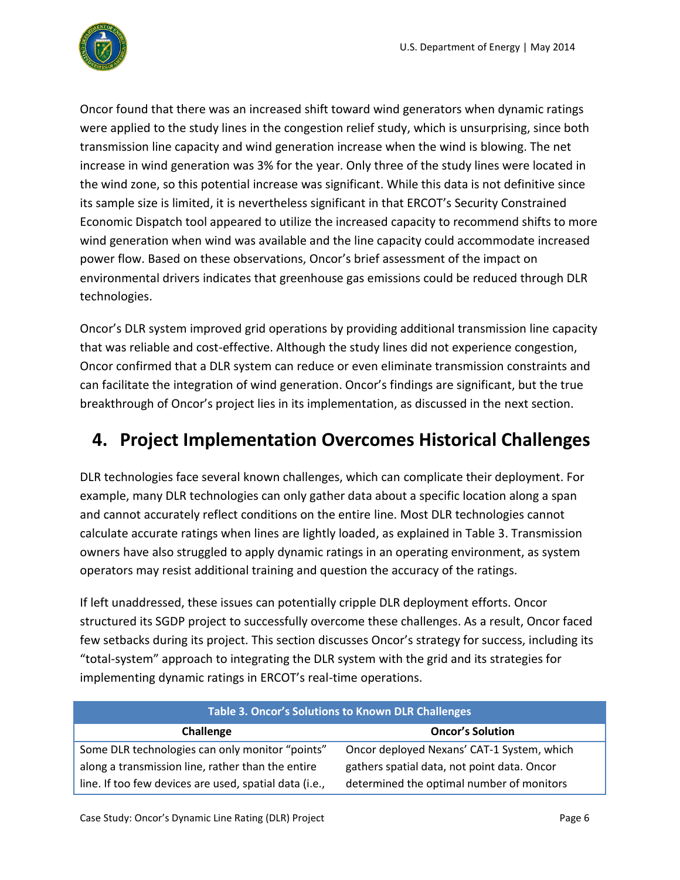Oncor found that there was an increased shift toward wind generators when dynamic ratings were applied to the study lines in the congestion relief study, which is unsurprising, since both transmission line capacity and wind generation increase when the wind is blowing. The net increase in wind generation was 3% for the year. Only three of the study lines were located in the wind zone, so this potential increase was significant. While this data is not definitive since its sample size is limited, it is nevertheless significant in that ERCOT's Security Constrained Economic Dispatch tool appeared to utilize the increased capacity to recommend shifts to more wind generation when wind was available and the line capacity could accommodate increased power flow. Based on these observations, Oncor's brief assessment of the impact on environmental drivers indicates that greenhouse gas emissions could be reduced through DLR technologies.

Oncor's DLR system improved grid operations by providing additional transmission line capacity that was reliable and cost-effective. Although the study lines did not experience congestion, Oncor confirmed that a DLR system can reduce or even eliminate transmission constraints and can facilitate the integration of wind generation. Oncor's findings are significant, but the true breakthrough of Oncor's project lies in its implementation, as discussed in the next section.

## 4. Project Implementation Overcomes Historical Challenges

DLR technologies face several known challenges, which can complicate their deployment. For example, many DLR technologies can only gather data about a specific location along a span and cannot accurately reflect conditions on the entire line. Most DLR technologies cannot calculate accurate ratings when lines are lightly loaded, as explained in Table 3. Transmission owners have also struggled to apply dynamic ratings in an operating environment, as system operators may resist additional training and question the accuracy of the ratings.

If left unaddressed, these issues can potentially cripple DLR deployment efforts. Oncor structured its SGDP project to successfully overcome these challenges. As a result, Oncor faced few setbacks during its project. This section discusses Oncor's strategy for success, including its "total-system" approach to integrating the DLR system with the grid and its strategies for implementing dynamic ratings in ERCOT's real-time operations.

**Table 3. Oncor's Solutions to Known DLR Challenges**

| Challenge | Oncor's Solution |
|---|---|
| Some DLR technologies can only monitor "points" along a transmission line, rather than the entire line. If too few devices are used, spatial data (i.e., | Oncor deployed Nexans' CAT-1 System, which gathers spatial data, not point data. Oncor determined the optimal number of monitors |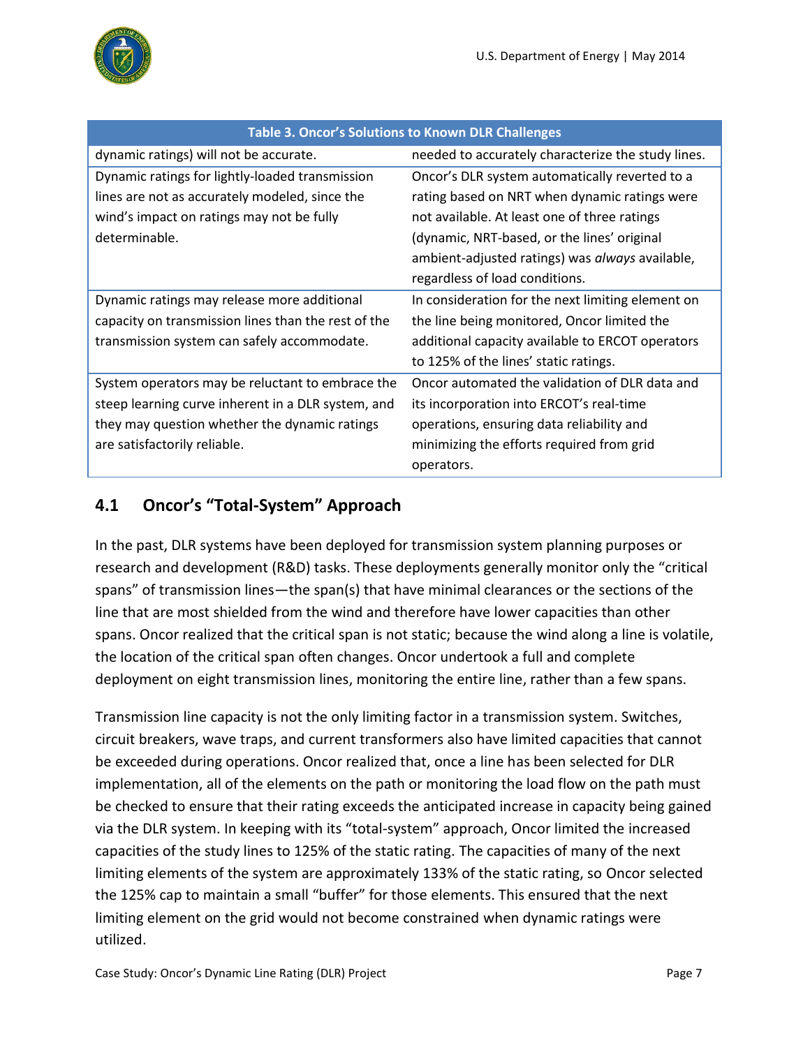| Table 3. Oncor's Solutions to Known DLR Challenges | |
|---|---|
| dynamic ratings) will not be accurate. | needed to accurately characterize the study lines. |
| Dynamic ratings for lightly-loaded transmission lines are not as accurately modeled, since the wind's impact on ratings may not be fully determinable. | Oncor's DLR system automatically reverted to a rating based on NRT when dynamic ratings were not available. At least one of three ratings (dynamic, NRT-based, or the lines' original ambient-adjusted ratings) was *always* available, regardless of load conditions. |
| Dynamic ratings may release more additional capacity on transmission lines than the rest of the transmission system can safely accommodate. | In consideration for the next limiting element on the line being monitored, Oncor limited the additional capacity available to ERCOT operators to 125% of the lines' static ratings. |
| System operators may be reluctant to embrace the steep learning curve inherent in a DLR system, and they may question whether the dynamic ratings are satisfactorily reliable. | Oncor automated the validation of DLR data and its incorporation into ERCOT's real-time operations, ensuring data reliability and minimizing the efforts required from grid operators. |

## 4.1 Oncor's "Total-System" Approach

In the past, DLR systems have been deployed for transmission system planning purposes or research and development (R&D) tasks. These deployments generally monitor only the "critical spans" of transmission lines—the span(s) that have minimal clearances or the sections of the line that are most shielded from the wind and therefore have lower capacities than other spans. Oncor realized that the critical span is not static; because the wind along a line is volatile, the location of the critical span often changes. Oncor undertook a full and complete deployment on eight transmission lines, monitoring the entire line, rather than a few spans.

Transmission line capacity is not the only limiting factor in a transmission system. Switches, circuit breakers, wave traps, and current transformers also have limited capacities that cannot be exceeded during operations. Oncor realized that, once a line has been selected for DLR implementation, all of the elements on the path or monitoring the load flow on the path must be checked to ensure that their rating exceeds the anticipated increase in capacity being gained via the DLR system. In keeping with its "total-system" approach, Oncor limited the increased capacities of the study lines to 125% of the static rating. The capacities of many of the next limiting elements of the system are approximately 133% of the static rating, so Oncor selected the 125% cap to maintain a small "buffer" for those elements. This ensured that the next limiting element on the grid would not become constrained when dynamic ratings were utilized.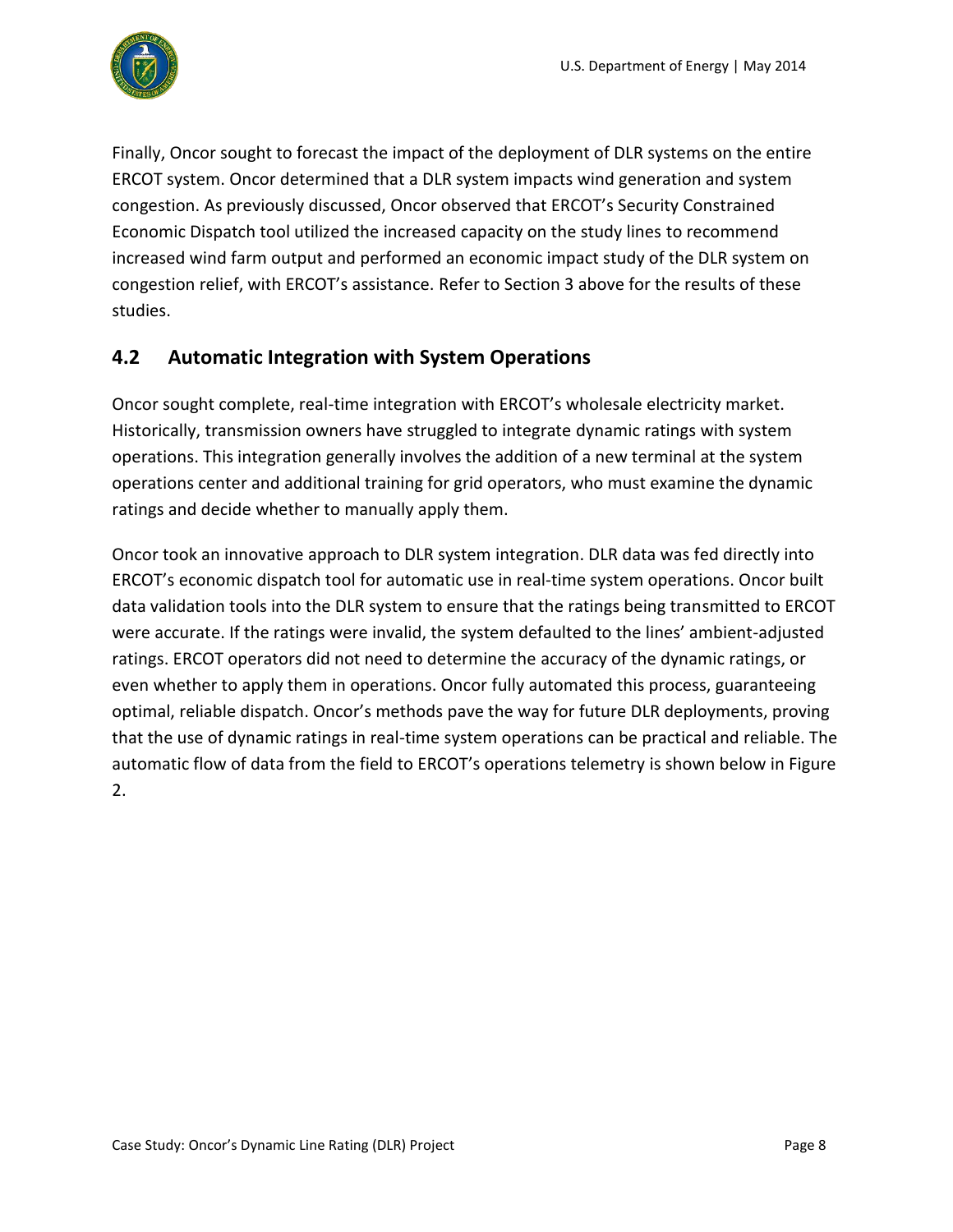Finally, Oncor sought to forecast the impact of the deployment of DLR systems on the entire ERCOT system. Oncor determined that a DLR system impacts wind generation and system congestion. As previously discussed, Oncor observed that ERCOT's Security Constrained Economic Dispatch tool utilized the increased capacity on the study lines to recommend increased wind farm output and performed an economic impact study of the DLR system on congestion relief, with ERCOT's assistance. Refer to Section 3 above for the results of these studies.

## 4.2 Automatic Integration with System Operations

Oncor sought complete, real-time integration with ERCOT's wholesale electricity market. Historically, transmission owners have struggled to integrate dynamic ratings with system operations. This integration generally involves the addition of a new terminal at the system operations center and additional training for grid operators, who must examine the dynamic ratings and decide whether to manually apply them.

Oncor took an innovative approach to DLR system integration. DLR data was fed directly into ERCOT's economic dispatch tool for automatic use in real-time system operations. Oncor built data validation tools into the DLR system to ensure that the ratings being transmitted to ERCOT were accurate. If the ratings were invalid, the system defaulted to the lines' ambient-adjusted ratings. ERCOT operators did not need to determine the accuracy of the dynamic ratings, or even whether to apply them in operations. Oncor fully automated this process, guaranteeing optimal, reliable dispatch. Oncor's methods pave the way for future DLR deployments, proving that the use of dynamic ratings in real-time system operations can be practical and reliable. The automatic flow of data from the field to ERCOT's operations telemetry is shown below in Figure 2.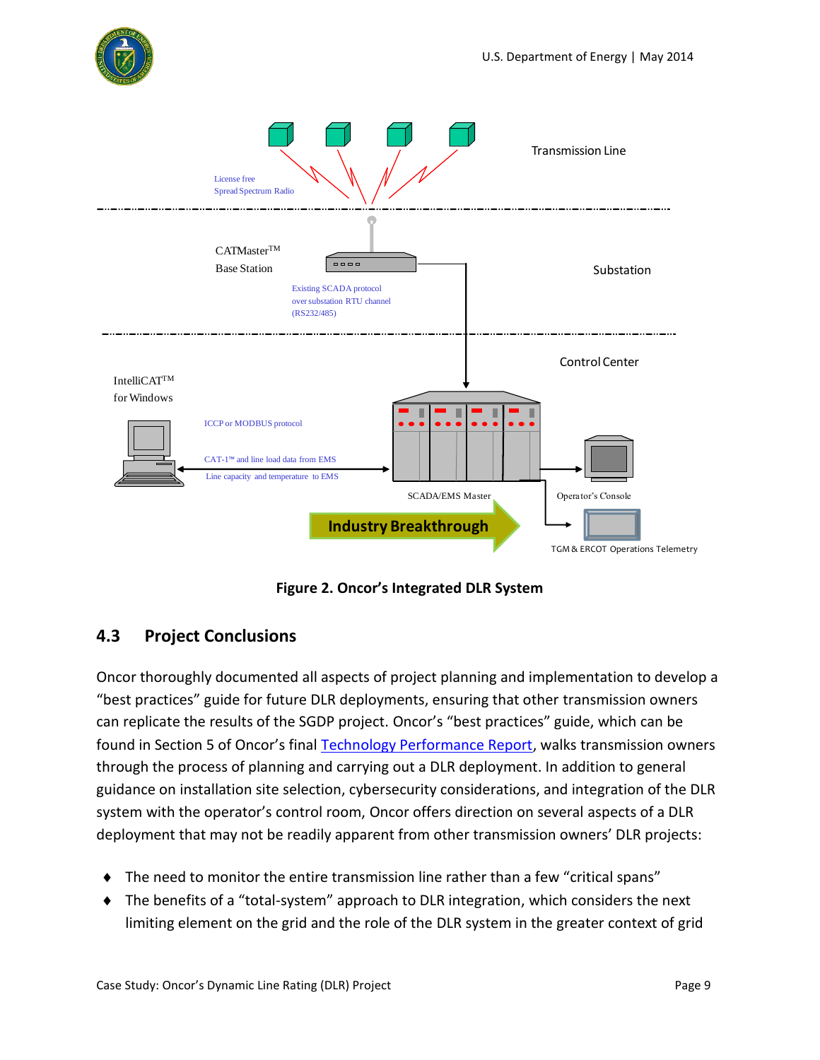Figure 2. Oncor's Integrated DLR System

## 4.3 Project Conclusions

Oncor thoroughly documented all aspects of project planning and implementation to develop a "best practices" guide for future DLR deployments, ensuring that other transmission owners can replicate the results of the SGDP project. Oncor's "best practices" guide, which can be found in Section 5 of Oncor's final Technology Performance Report, walks transmission owners through the process of planning and carrying out a DLR deployment. In addition to general guidance on installation site selection, cybersecurity considerations, and integration of the DLR system with the operator's control room, Oncor offers direction on several aspects of a DLR deployment that may not be readily apparent from other transmission owners' DLR projects:

- The need to monitor the entire transmission line rather than a few "critical spans"
- The benefits of a "total-system" approach to DLR integration, which considers the next limiting element on the grid and the role of the DLR system in the greater context of grid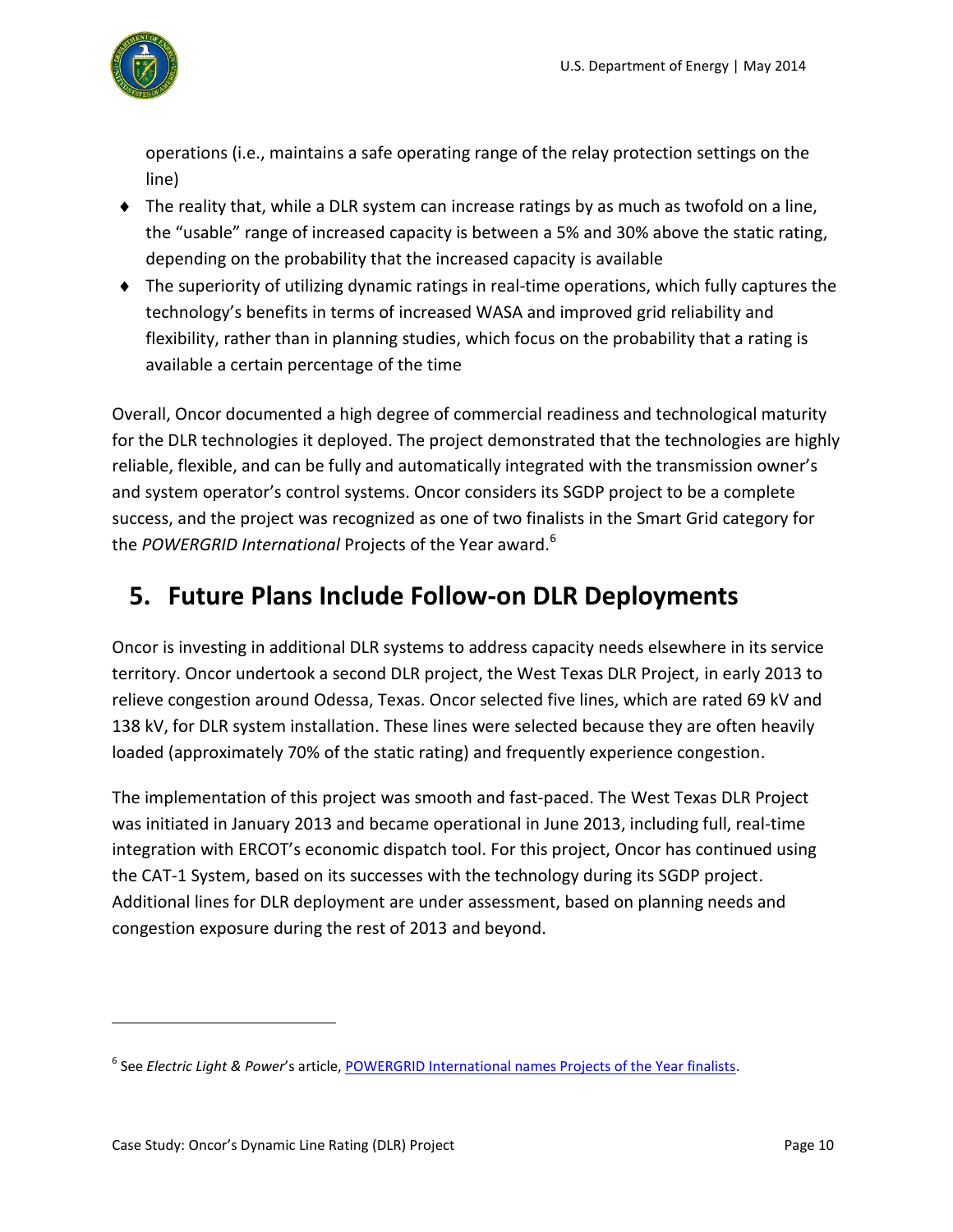operations (i.e., maintains a safe operating range of the relay protection settings on the line)

- The reality that, while a DLR system can increase ratings by as much as twofold on a line, the "usable" range of increased capacity is between a 5% and 30% above the static rating, depending on the probability that the increased capacity is available
- The superiority of utilizing dynamic ratings in real-time operations, which fully captures the technology's benefits in terms of increased WASA and improved grid reliability and flexibility, rather than in planning studies, which focus on the probability that a rating is available a certain percentage of the time

Overall, Oncor documented a high degree of commercial readiness and technological maturity for the DLR technologies it deployed. The project demonstrated that the technologies are highly reliable, flexible, and can be fully and automatically integrated with the transmission owner's and system operator's control systems. Oncor considers its SGDP project to be a complete success, and the project was recognized as one of two finalists in the Smart Grid category for the *POWERGRID International* Projects of the Year award.[6]

## 5. Future Plans Include Follow-on DLR Deployments

Oncor is investing in additional DLR systems to address capacity needs elsewhere in its service territory. Oncor undertook a second DLR project, the West Texas DLR Project, in early 2013 to relieve congestion around Odessa, Texas. Oncor selected five lines, which are rated 69 kV and 138 kV, for DLR system installation. These lines were selected because they are often heavily loaded (approximately 70% of the static rating) and frequently experience congestion.

The implementation of this project was smooth and fast-paced. The West Texas DLR Project was initiated in January 2013 and became operational in June 2013, including full, real-time integration with ERCOT's economic dispatch tool. For this project, Oncor has continued using the CAT-1 System, based on its successes with the technology during its SGDP project. Additional lines for DLR deployment are under assessment, based on planning needs and congestion exposure during the rest of 2013 and beyond.

---

[6] See *Electric Light & Power*'s article, POWERGRID International names Projects of the Year finalists.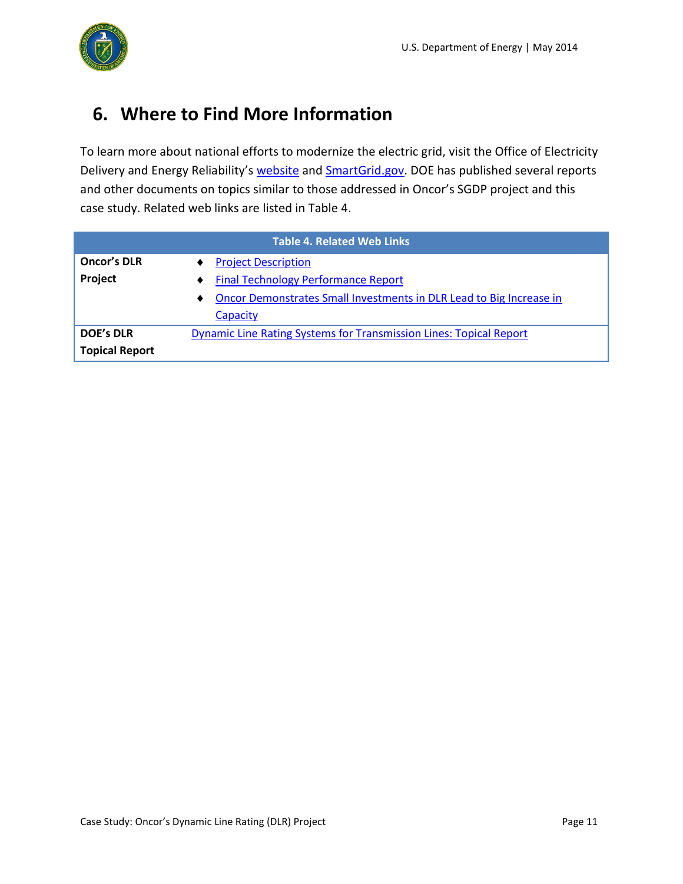## 6. Where to Find More Information

To learn more about national efforts to modernize the electric grid, visit the Office of Electricity Delivery and Energy Reliability's website and SmartGrid.gov. DOE has published several reports and other documents on topics similar to those addressed in Oncor's SGDP project and this case study. Related web links are listed in Table 4.

| Table 4. Related Web Links | |
|---|---|
| **Oncor's DLR Project** | ♦ Project Description<br>♦ Final Technology Performance Report<br>♦ Oncor Demonstrates Small Investments in DLR Lead to Big Increase in Capacity |
| **DOE's DLR Topical Report** | Dynamic Line Rating Systems for Transmission Lines: Topical Report |